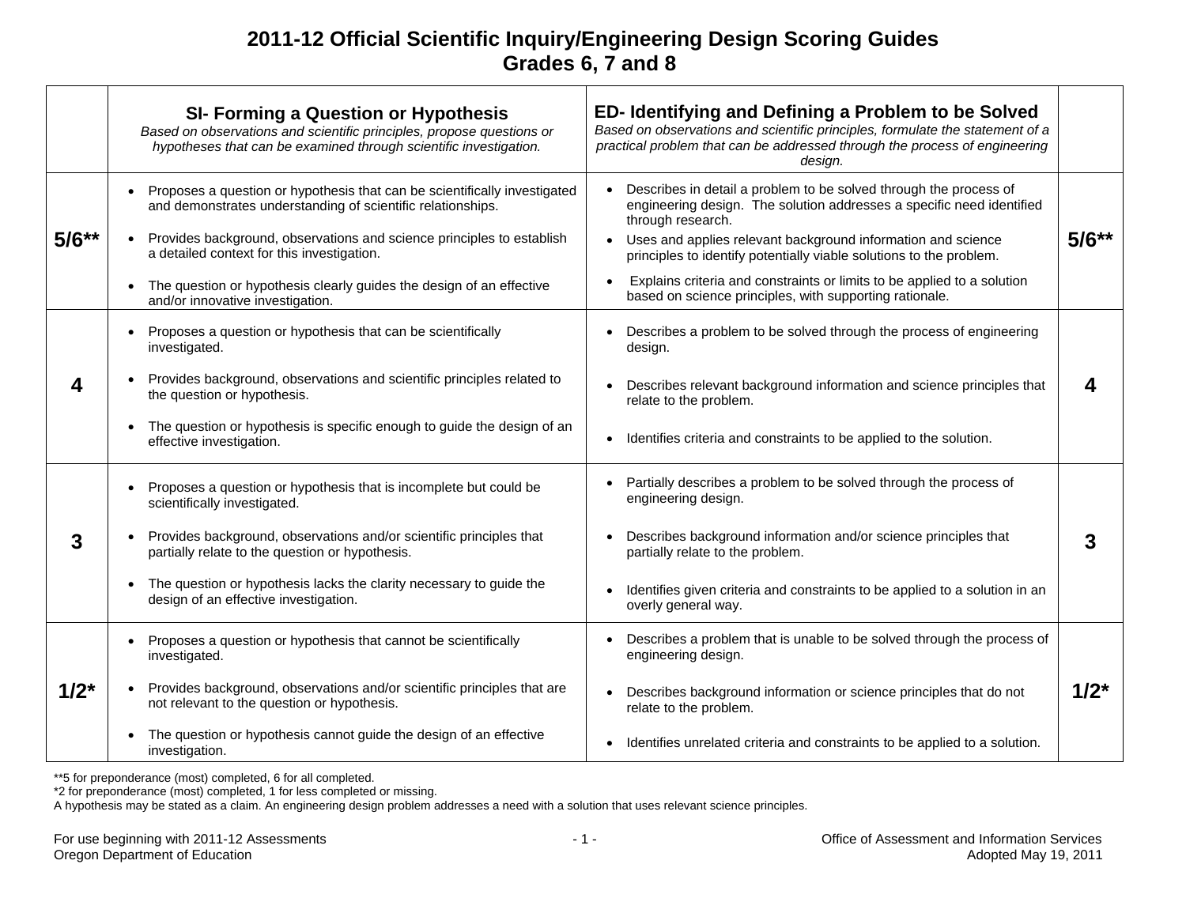# 2011-12 Official Scientific Inquiry/Engineering Design Scoring Guides
## Grades 6, 7 and 8

| | **SI- Forming a Question or Hypothesis**<br>*Based on observations and scientific principles, propose questions or hypotheses that can be examined through scientific investigation.* | **ED- Identifying and Defining a Problem to be Solved**<br>*Based on observations and scientific principles, formulate the statement of a practical problem that can be addressed through the process of engineering design.* | |
|---|---|---|---|
| **5/6**** | • Proposes a question or hypothesis that can be scientifically investigated and demonstrates understanding of scientific relationships.<br>• Provides background, observations and science principles to establish a detailed context for this investigation.<br>• The question or hypothesis clearly guides the design of an effective and/or innovative investigation. | • Describes in detail a problem to be solved through the process of engineering design. The solution addresses a specific need identified through research.<br>• Uses and applies relevant background information and science principles to identify potentially viable solutions to the problem.<br>• Explains criteria and constraints or limits to be applied to a solution based on science principles, with supporting rationale. | **5/6**** |
| **4** | • Proposes a question or hypothesis that can be scientifically investigated.<br>• Provides background, observations and scientific principles related to the question or hypothesis.<br>• The question or hypothesis is specific enough to guide the design of an effective investigation. | • Describes a problem to be solved through the process of engineering design.<br>• Describes relevant background information and science principles that relate to the problem.<br>• Identifies criteria and constraints to be applied to the solution. | **4** |
| **3** | • Proposes a question or hypothesis that is incomplete but could be scientifically investigated.<br>• Provides background, observations and/or scientific principles that partially relate to the question or hypothesis.<br>• The question or hypothesis lacks the clarity necessary to guide the design of an effective investigation. | • Partially describes a problem to be solved through the process of engineering design.<br>• Describes background information and/or science principles that partially relate to the problem.<br>• Identifies given criteria and constraints to be applied to a solution in an overly general way. | **3** |
| **1/2*** | • Proposes a question or hypothesis that cannot be scientifically investigated.<br>• Provides background, observations and/or scientific principles that are not relevant to the question or hypothesis.<br>• The question or hypothesis cannot guide the design of an effective investigation. | • Describes a problem that is unable to be solved through the process of engineering design.<br>• Describes background information or science principles that do not relate to the problem.<br>• Identifies unrelated criteria and constraints to be applied to a solution. | **1/2*** |

**5 for preponderance (most) completed, 6 for all completed.
*2 for preponderance (most) completed, 1 for less completed or missing.
A hypothesis may be stated as a claim. An engineering design problem addresses a need with a solution that uses relevant science principles.

For use beginning with 2011-12 Assessments
Oregon Department of Education

Office of Assessment and Information Services
Adopted May 19, 2011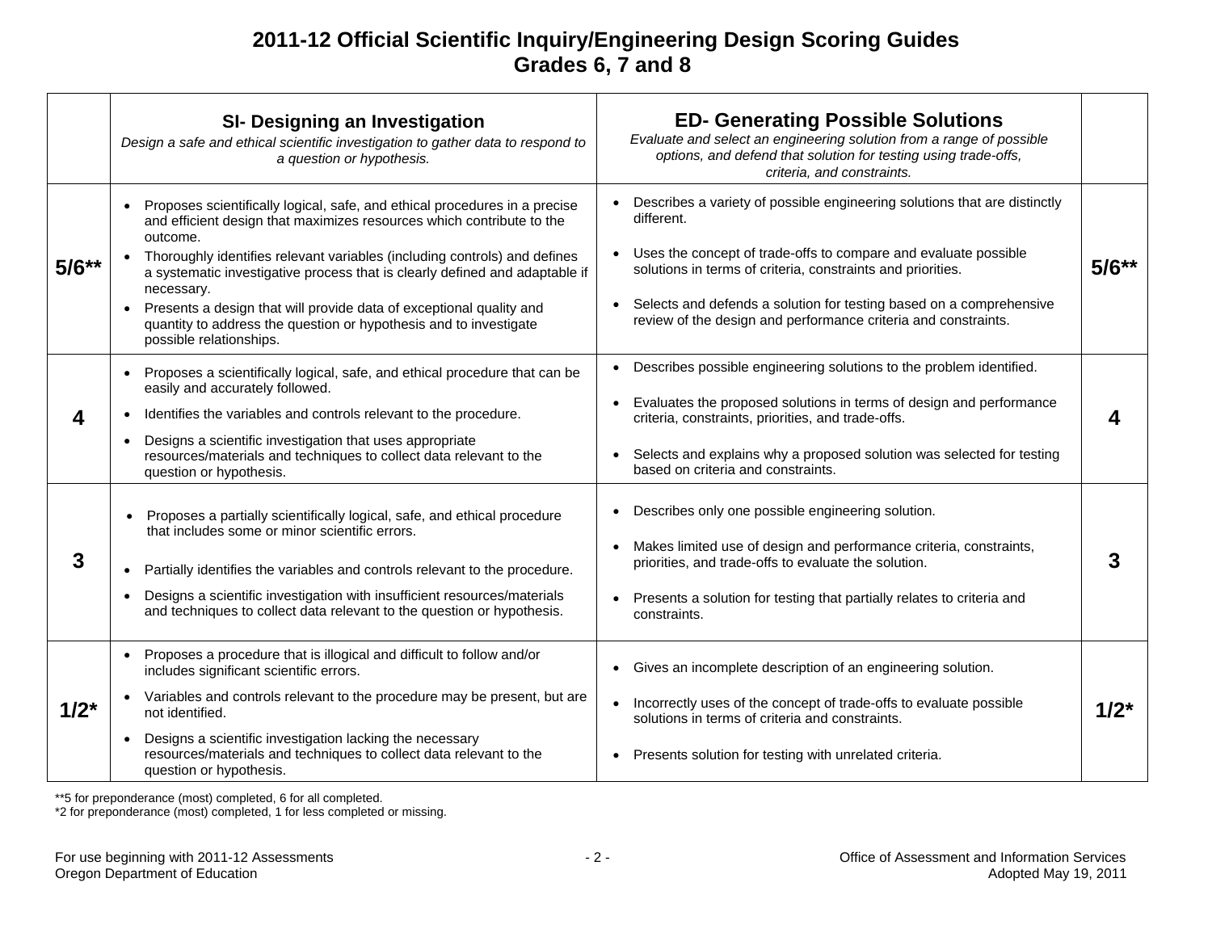# 2011-12 Official Scientific Inquiry/Engineering Design Scoring Guides
# Grades 6, 7 and 8

| | **SI- Designing an Investigation**<br>*Design a safe and ethical scientific investigation to gather data to respond to a question or hypothesis.* | **ED- Generating Possible Solutions**<br>*Evaluate and select an engineering solution from a range of possible options, and defend that solution for testing using trade-offs, criteria, and constraints.* | |
|---|---|---|---|
| **5/6\*\*** | • Proposes scientifically logical, safe, and ethical procedures in a precise and efficient design that maximizes resources which contribute to the outcome.<br>• Thoroughly identifies relevant variables (including controls) and defines a systematic investigative process that is clearly defined and adaptable if necessary.<br>• Presents a design that will provide data of exceptional quality and quantity to address the question or hypothesis and to investigate possible relationships. | • Describes a variety of possible engineering solutions that are distinctly different.<br>• Uses the concept of trade-offs to compare and evaluate possible solutions in terms of criteria, constraints and priorities.<br>• Selects and defends a solution for testing based on a comprehensive review of the design and performance criteria and constraints. | **5/6\*\*** |
| **4** | • Proposes a scientifically logical, safe, and ethical procedure that can be easily and accurately followed.<br>• Identifies the variables and controls relevant to the procedure.<br>• Designs a scientific investigation that uses appropriate resources/materials and techniques to collect data relevant to the question or hypothesis. | • Describes possible engineering solutions to the problem identified.<br>• Evaluates the proposed solutions in terms of design and performance criteria, constraints, priorities, and trade-offs.<br>• Selects and explains why a proposed solution was selected for testing based on criteria and constraints. | **4** |
| **3** | • Proposes a partially scientifically logical, safe, and ethical procedure that includes some or minor scientific errors.<br>• Partially identifies the variables and controls relevant to the procedure.<br>• Designs a scientific investigation with insufficient resources/materials and techniques to collect data relevant to the question or hypothesis. | • Describes only one possible engineering solution.<br>• Makes limited use of design and performance criteria, constraints, priorities, and trade-offs to evaluate the solution.<br>• Presents a solution for testing that partially relates to criteria and constraints. | **3** |
| **1/2\*** | • Proposes a procedure that is illogical and difficult to follow and/or includes significant scientific errors.<br>• Variables and controls relevant to the procedure may be present, but are not identified.<br>• Designs a scientific investigation lacking the necessary resources/materials and techniques to collect data relevant to the question or hypothesis. | • Gives an incomplete description of an engineering solution.<br>• Incorrectly uses of the concept of trade-offs to evaluate possible solutions in terms of criteria and constraints.<br>• Presents solution for testing with unrelated criteria. | **1/2\*** |

**5 for preponderance (most) completed, 6 for all completed.

*2 for preponderance (most) completed, 1 for less completed or missing.

For use beginning with 2011-12 Assessments
Oregon Department of Education

Office of Assessment and Information Services
Adopted May 19, 2011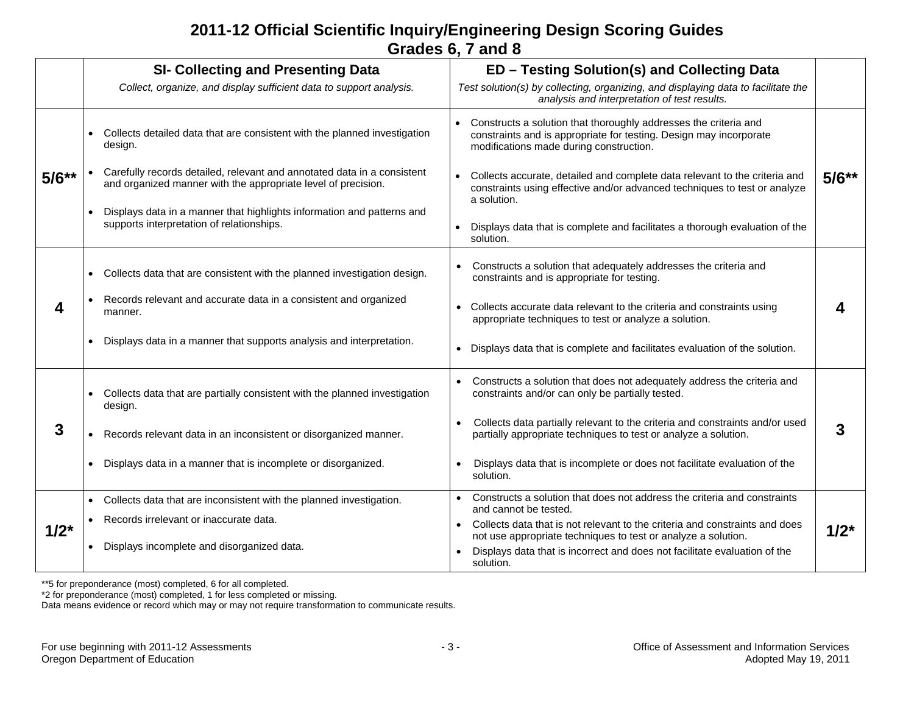# 2011-12 Official Scientific Inquiry/Engineering Design Scoring Guides
## Grades 6, 7 and 8

| | **SI- Collecting and Presenting Data**<br>*Collect, organize, and display sufficient data to support analysis.* | **ED – Testing Solution(s) and Collecting Data**<br>*Test solution(s) by collecting, organizing, and displaying data to facilitate the analysis and interpretation of test results.* | |
|---|---|---|---|
| **5/6\*\*** | • Collects detailed data that are consistent with the planned investigation design.<br>• Carefully records detailed, relevant and annotated data in a consistent and organized manner with the appropriate level of precision.<br>• Displays data in a manner that highlights information and patterns and supports interpretation of relationships. | • Constructs a solution that thoroughly addresses the criteria and constraints and is appropriate for testing. Design may incorporate modifications made during construction.<br>• Collects accurate, detailed and complete data relevant to the criteria and constraints using effective and/or advanced techniques to test or analyze a solution.<br>• Displays data that is complete and facilitates a thorough evaluation of the solution. | **5/6\*\*** |
| **4** | • Collects data that are consistent with the planned investigation design.<br>• Records relevant and accurate data in a consistent and organized manner.<br>• Displays data in a manner that supports analysis and interpretation. | • Constructs a solution that adequately addresses the criteria and constraints and is appropriate for testing.<br>• Collects accurate data relevant to the criteria and constraints using appropriate techniques to test or analyze a solution.<br>• Displays data that is complete and facilitates evaluation of the solution. | **4** |
| **3** | • Collects data that are partially consistent with the planned investigation design.<br>• Records relevant data in an inconsistent or disorganized manner.<br>• Displays data in a manner that is incomplete or disorganized. | • Constructs a solution that does not adequately address the criteria and constraints and/or can only be partially tested.<br>• Collects data partially relevant to the criteria and constraints and/or used partially appropriate techniques to test or analyze a solution.<br>• Displays data that is incomplete or does not facilitate evaluation of the solution. | **3** |
| **1/2\*** | • Collects data that are inconsistent with the planned investigation.<br>• Records irrelevant or inaccurate data.<br>• Displays incomplete and disorganized data. | • Constructs a solution that does not address the criteria and constraints and cannot be tested.<br>• Collects data that is not relevant to the criteria and constraints and does not use appropriate techniques to test or analyze a solution.<br>• Displays data that is incorrect and does not facilitate evaluation of the solution. | **1/2\*** |

**5 for preponderance (most) completed, 6 for all completed.
*2 for preponderance (most) completed, 1 for less completed or missing.
Data means evidence or record which may or may not require transformation to communicate results.

For use beginning with 2011-12 Assessments
Oregon Department of Education

Office of Assessment and Information Services
Adopted May 19, 2011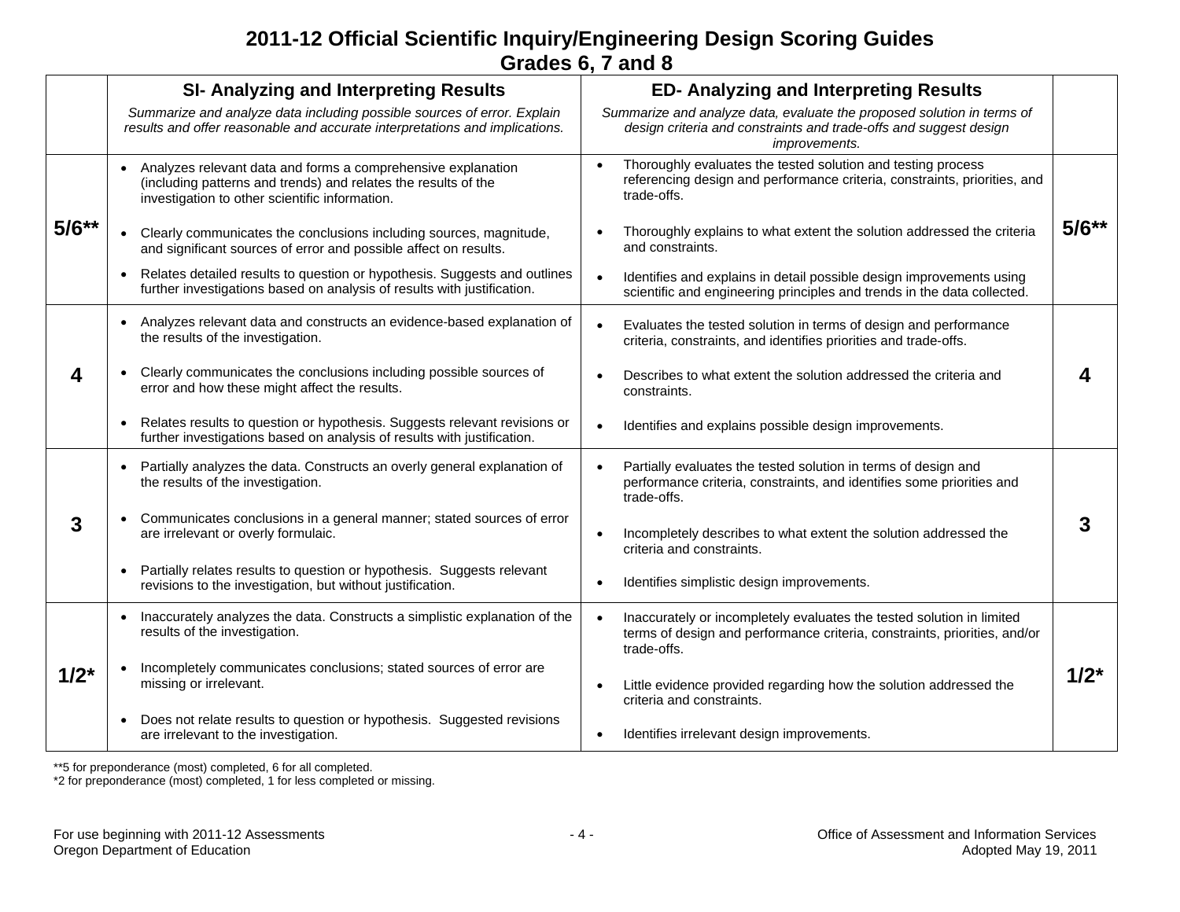# 2011-12 Official Scientific Inquiry/Engineering Design Scoring Guides
## Grades 6, 7 and 8

| | **SI- Analyzing and Interpreting Results**<br>*Summarize and analyze data including possible sources of error. Explain results and offer reasonable and accurate interpretations and implications.* | **ED- Analyzing and Interpreting Results**<br>*Summarize and analyze data, evaluate the proposed solution in terms of design criteria and constraints and trade-offs and suggest design improvements.* | |
|---|---|---|---|
| **5/6\*\*** | • Analyzes relevant data and forms a comprehensive explanation (including patterns and trends) and relates the results of the investigation to other scientific information.<br>• Clearly communicates the conclusions including sources, magnitude, and significant sources of error and possible affect on results.<br>• Relates detailed results to question or hypothesis. Suggests and outlines further investigations based on analysis of results with justification. | • Thoroughly evaluates the tested solution and testing process referencing design and performance criteria, constraints, priorities, and trade-offs.<br>• Thoroughly explains to what extent the solution addressed the criteria and constraints.<br>• Identifies and explains in detail possible design improvements using scientific and engineering principles and trends in the data collected. | **5/6\*\*** |
| **4** | • Analyzes relevant data and constructs an evidence-based explanation of the results of the investigation.<br>• Clearly communicates the conclusions including possible sources of error and how these might affect the results.<br>• Relates results to question or hypothesis. Suggests relevant revisions or further investigations based on analysis of results with justification. | • Evaluates the tested solution in terms of design and performance criteria, constraints, and identifies priorities and trade-offs.<br>• Describes to what extent the solution addressed the criteria and constraints.<br>• Identifies and explains possible design improvements. | **4** |
| **3** | • Partially analyzes the data. Constructs an overly general explanation of the results of the investigation.<br>• Communicates conclusions in a general manner; stated sources of error are irrelevant or overly formulaic.<br>• Partially relates results to question or hypothesis. Suggests relevant revisions to the investigation, but without justification. | • Partially evaluates the tested solution in terms of design and performance criteria, constraints, and identifies some priorities and trade-offs.<br>• Incompletely describes to what extent the solution addressed the criteria and constraints.<br>• Identifies simplistic design improvements. | **3** |
| **1/2\*** | • Inaccurately analyzes the data. Constructs a simplistic explanation of the results of the investigation.<br>• Incompletely communicates conclusions; stated sources of error are missing or irrelevant.<br>• Does not relate results to question or hypothesis. Suggested revisions are irrelevant to the investigation. | • Inaccurately or incompletely evaluates the tested solution in limited terms of design and performance criteria, constraints, priorities, and/or trade-offs.<br>• Little evidence provided regarding how the solution addressed the criteria and constraints.<br>• Identifies irrelevant design improvements. | **1/2\*** |

**5 for preponderance (most) completed, 6 for all completed.
*2 for preponderance (most) completed, 1 for less completed or missing.

For use beginning with 2011-12 Assessments
Oregon Department of Education

Office of Assessment and Information Services
Adopted May 19, 2011